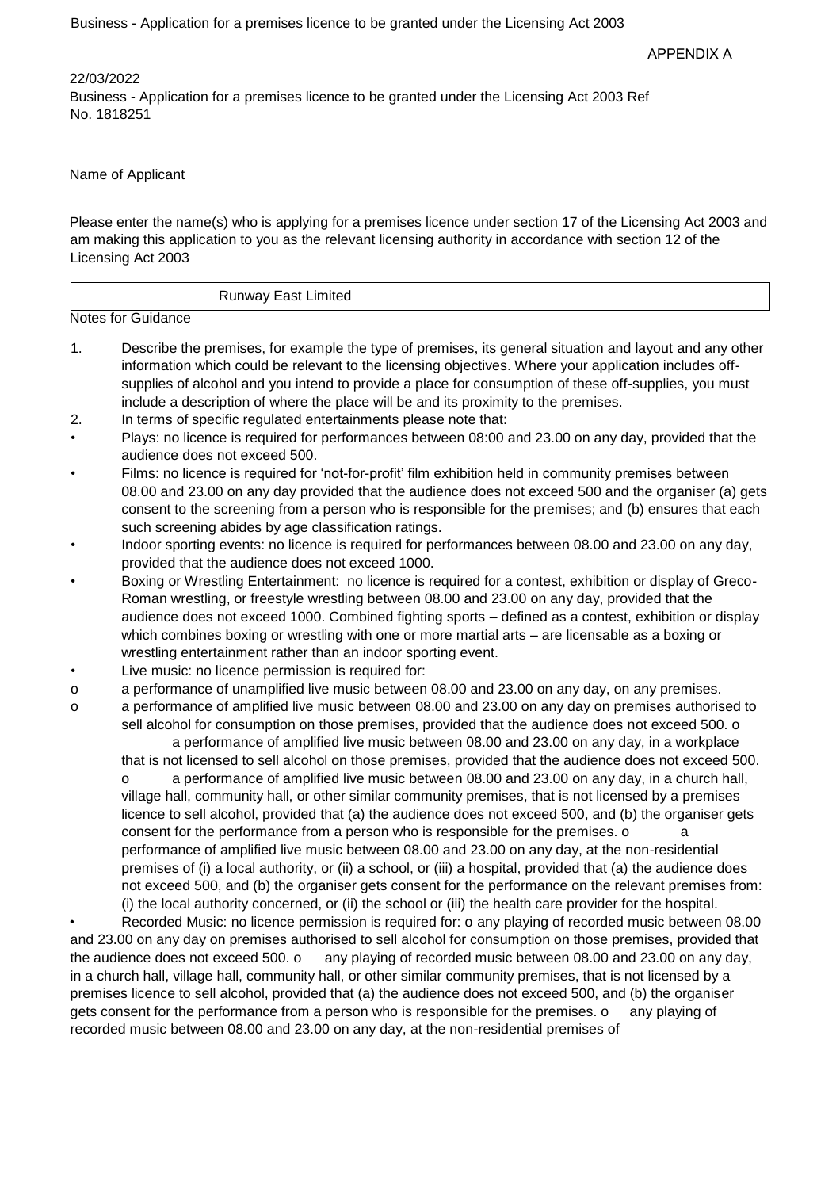APPENDIX A

22/03/2022

Business - Application for a premises licence to be granted under the Licensing Act 2003 Ref No. 1818251

Name of Applicant

Please enter the name(s) who is applying for a premises licence under section 17 of the Licensing Act 2003 and am making this application to you as the relevant licensing authority in accordance with section 12 of the Licensing Act 2003

| | Runway East Limited |
|---|---|

Notes for Guidance

1. Describe the premises, for example the type of premises, its general situation and layout and any other information which could be relevant to the licensing objectives. Where your application includes off-supplies of alcohol and you intend to provide a place for consumption of these off-supplies, you must include a description of where the place will be and its proximity to the premises.
2. In terms of specific regulated entertainments please note that:

- Plays: no licence is required for performances between 08:00 and 23.00 on any day, provided that the audience does not exceed 500.
- Films: no licence is required for 'not-for-profit' film exhibition held in community premises between 08.00 and 23.00 on any day provided that the audience does not exceed 500 and the organiser (a) gets consent to the screening from a person who is responsible for the premises; and (b) ensures that each such screening abides by age classification ratings.
- Indoor sporting events: no licence is required for performances between 08.00 and 23.00 on any day, provided that the audience does not exceed 1000.
- Boxing or Wrestling Entertainment: no licence is required for a contest, exhibition or display of Greco-Roman wrestling, or freestyle wrestling between 08.00 and 23.00 on any day, provided that the audience does not exceed 1000. Combined fighting sports – defined as a contest, exhibition or display which combines boxing or wrestling with one or more martial arts – are licensable as a boxing or wrestling entertainment rather than an indoor sporting event.
- Live music: no licence permission is required for:
  - a performance of unamplified live music between 08.00 and 23.00 on any day, on any premises.
  - a performance of amplified live music between 08.00 and 23.00 on any day on premises authorised to sell alcohol for consumption on those premises, provided that the audience does not exceed 500.
  - a performance of amplified live music between 08.00 and 23.00 on any day, in a workplace that is not licensed to sell alcohol on those premises, provided that the audience does not exceed 500.
  - a performance of amplified live music between 08.00 and 23.00 on any day, in a church hall, village hall, community hall, or other similar community premises, that is not licensed by a premises licence to sell alcohol, provided that (a) the audience does not exceed 500, and (b) the organiser gets consent for the performance from a person who is responsible for the premises.
  - a performance of amplified live music between 08.00 and 23.00 on any day, at the non-residential premises of (i) a local authority, or (ii) a school, or (iii) a hospital, provided that (a) the audience does not exceed 500, and (b) the organiser gets consent for the performance on the relevant premises from: (i) the local authority concerned, or (ii) the school or (iii) the health care provider for the hospital.
- Recorded Music: no licence permission is required for:
  - any playing of recorded music between 08.00 and 23.00 on any day on premises authorised to sell alcohol for consumption on those premises, provided that the audience does not exceed 500.
  - any playing of recorded music between 08.00 and 23.00 on any day, in a church hall, village hall, community hall, or other similar community premises, that is not licensed by a premises licence to sell alcohol, provided that (a) the audience does not exceed 500, and (b) the organiser gets consent for the performance from a person who is responsible for the premises.
  - any playing of recorded music between 08.00 and 23.00 on any day, at the non-residential premises of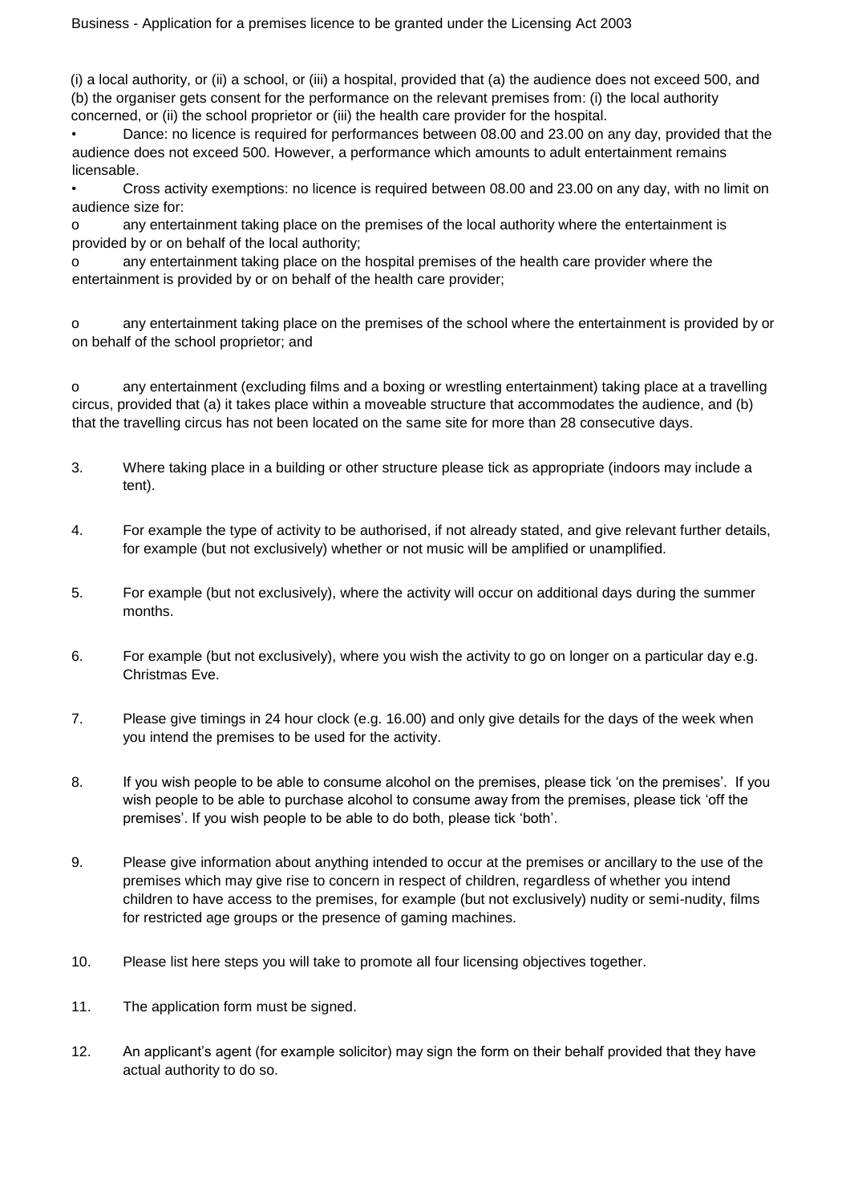(i) a local authority, or (ii) a school, or (iii) a hospital, provided that (a) the audience does not exceed 500, and (b) the organiser gets consent for the performance on the relevant premises from: (i) the local authority concerned, or (ii) the school proprietor or (iii) the health care provider for the hospital.

- Dance: no licence is required for performances between 08.00 and 23.00 on any day, provided that the audience does not exceed 500. However, a performance which amounts to adult entertainment remains licensable.
- Cross activity exemptions: no licence is required between 08.00 and 23.00 on any day, with no limit on audience size for:
  - any entertainment taking place on the premises of the local authority where the entertainment is provided by or on behalf of the local authority;
  - any entertainment taking place on the hospital premises of the health care provider where the entertainment is provided by or on behalf of the health care provider;
  - any entertainment taking place on the premises of the school where the entertainment is provided by or on behalf of the school proprietor; and
  - any entertainment (excluding films and a boxing or wrestling entertainment) taking place at a travelling circus, provided that (a) it takes place within a moveable structure that accommodates the audience, and (b) that the travelling circus has not been located on the same site for more than 28 consecutive days.

3. Where taking place in a building or other structure please tick as appropriate (indoors may include a tent).

4. For example the type of activity to be authorised, if not already stated, and give relevant further details, for example (but not exclusively) whether or not music will be amplified or unamplified.

5. For example (but not exclusively), where the activity will occur on additional days during the summer months.

6. For example (but not exclusively), where you wish the activity to go on longer on a particular day e.g. Christmas Eve.

7. Please give timings in 24 hour clock (e.g. 16.00) and only give details for the days of the week when you intend the premises to be used for the activity.

8. If you wish people to be able to consume alcohol on the premises, please tick 'on the premises'. If you wish people to be able to purchase alcohol to consume away from the premises, please tick 'off the premises'. If you wish people to be able to do both, please tick 'both'.

9. Please give information about anything intended to occur at the premises or ancillary to the use of the premises which may give rise to concern in respect of children, regardless of whether you intend children to have access to the premises, for example (but not exclusively) nudity or semi-nudity, films for restricted age groups or the presence of gaming machines.

10. Please list here steps you will take to promote all four licensing objectives together.

11. The application form must be signed.

12. An applicant's agent (for example solicitor) may sign the form on their behalf provided that they have actual authority to do so.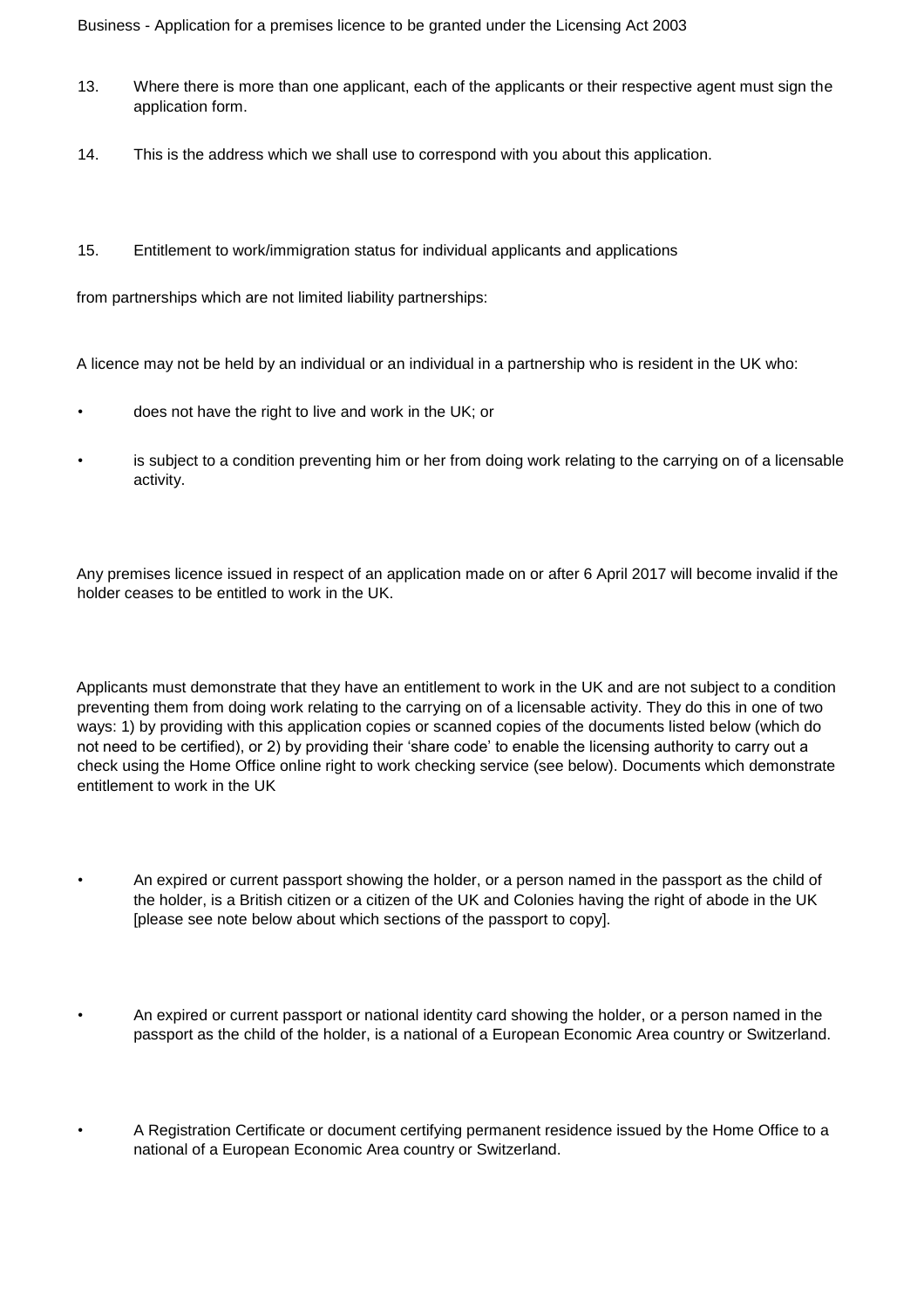13. Where there is more than one applicant, each of the applicants or their respective agent must sign the application form.

14. This is the address which we shall use to correspond with you about this application.

15. Entitlement to work/immigration status for individual applicants and applications

from partnerships which are not limited liability partnerships:

A licence may not be held by an individual or an individual in a partnership who is resident in the UK who:

- does not have the right to live and work in the UK; or
- is subject to a condition preventing him or her from doing work relating to the carrying on of a licensable activity.

Any premises licence issued in respect of an application made on or after 6 April 2017 will become invalid if the holder ceases to be entitled to work in the UK.

Applicants must demonstrate that they have an entitlement to work in the UK and are not subject to a condition preventing them from doing work relating to the carrying on of a licensable activity. They do this in one of two ways: 1) by providing with this application copies or scanned copies of the documents listed below (which do not need to be certified), or 2) by providing their 'share code' to enable the licensing authority to carry out a check using the Home Office online right to work checking service (see below). Documents which demonstrate entitlement to work in the UK

- An expired or current passport showing the holder, or a person named in the passport as the child of the holder, is a British citizen or a citizen of the UK and Colonies having the right of abode in the UK [please see note below about which sections of the passport to copy].

- An expired or current passport or national identity card showing the holder, or a person named in the passport as the child of the holder, is a national of a European Economic Area country or Switzerland.

- A Registration Certificate or document certifying permanent residence issued by the Home Office to a national of a European Economic Area country or Switzerland.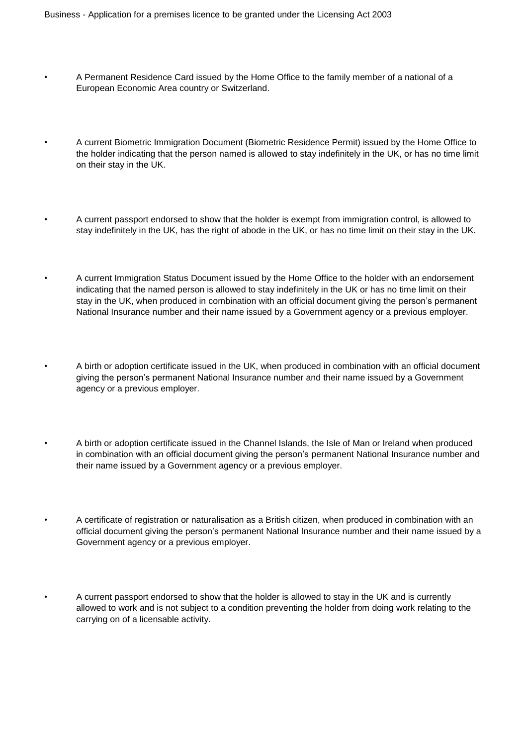- A Permanent Residence Card issued by the Home Office to the family member of a national of a European Economic Area country or Switzerland.

- A current Biometric Immigration Document (Biometric Residence Permit) issued by the Home Office to the holder indicating that the person named is allowed to stay indefinitely in the UK, or has no time limit on their stay in the UK.

- A current passport endorsed to show that the holder is exempt from immigration control, is allowed to stay indefinitely in the UK, has the right of abode in the UK, or has no time limit on their stay in the UK.

- A current Immigration Status Document issued by the Home Office to the holder with an endorsement indicating that the named person is allowed to stay indefinitely in the UK or has no time limit on their stay in the UK, when produced in combination with an official document giving the person's permanent National Insurance number and their name issued by a Government agency or a previous employer.

- A birth or adoption certificate issued in the UK, when produced in combination with an official document giving the person's permanent National Insurance number and their name issued by a Government agency or a previous employer.

- A birth or adoption certificate issued in the Channel Islands, the Isle of Man or Ireland when produced in combination with an official document giving the person's permanent National Insurance number and their name issued by a Government agency or a previous employer.

- A certificate of registration or naturalisation as a British citizen, when produced in combination with an official document giving the person's permanent National Insurance number and their name issued by a Government agency or a previous employer.

- A current passport endorsed to show that the holder is allowed to stay in the UK and is currently allowed to work and is not subject to a condition preventing the holder from doing work relating to the carrying on of a licensable activity.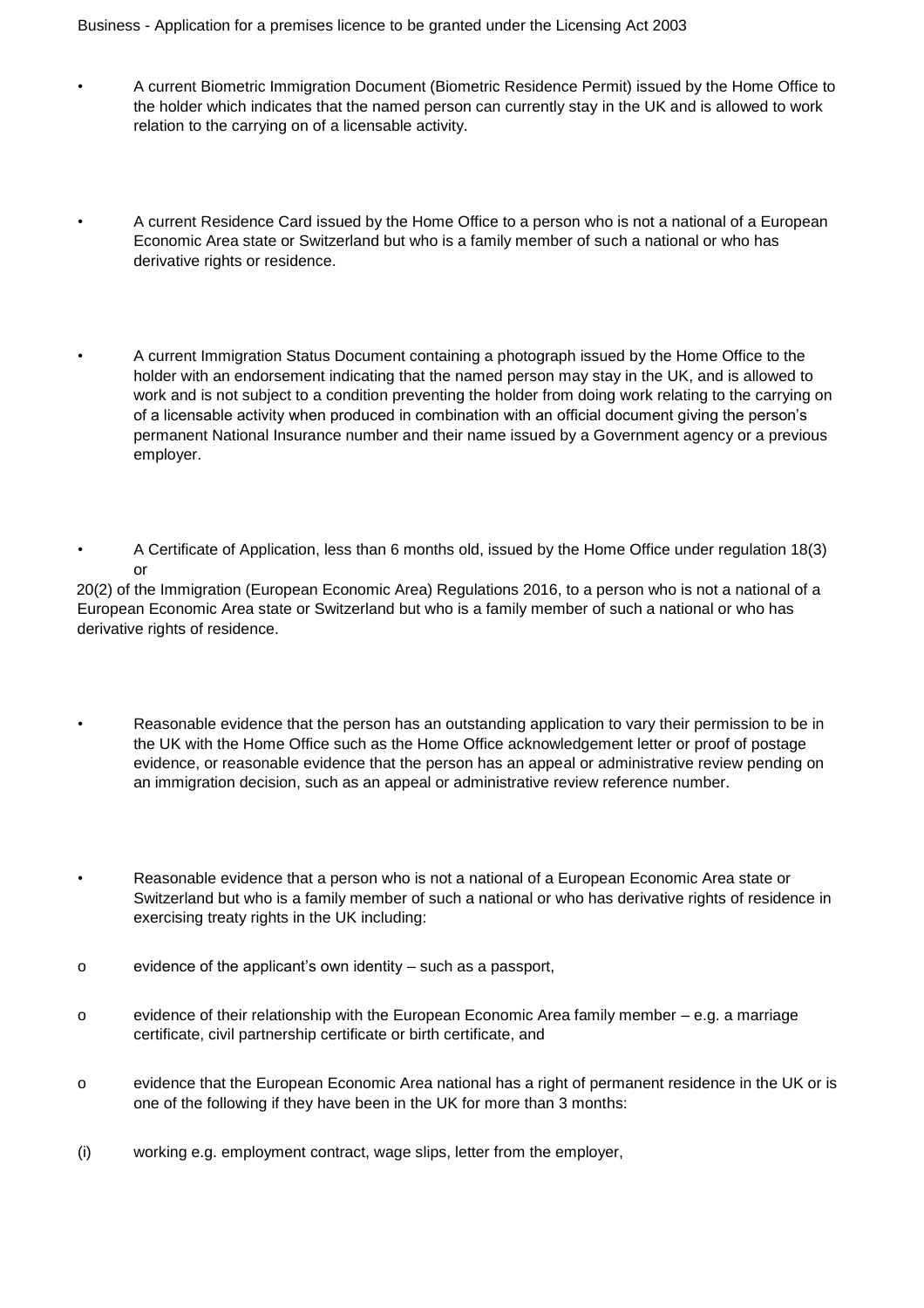- A current Biometric Immigration Document (Biometric Residence Permit) issued by the Home Office to the holder which indicates that the named person can currently stay in the UK and is allowed to work relation to the carrying on of a licensable activity.

- A current Residence Card issued by the Home Office to a person who is not a national of a European Economic Area state or Switzerland but who is a family member of such a national or who has derivative rights or residence.

- A current Immigration Status Document containing a photograph issued by the Home Office to the holder with an endorsement indicating that the named person may stay in the UK, and is allowed to work and is not subject to a condition preventing the holder from doing work relating to the carrying on of a licensable activity when produced in combination with an official document giving the person's permanent National Insurance number and their name issued by a Government agency or a previous employer.

- A Certificate of Application, less than 6 months old, issued by the Home Office under regulation 18(3) or

20(2) of the Immigration (European Economic Area) Regulations 2016, to a person who is not a national of a European Economic Area state or Switzerland but who is a family member of such a national or who has derivative rights of residence.

- Reasonable evidence that the person has an outstanding application to vary their permission to be in the UK with the Home Office such as the Home Office acknowledgement letter or proof of postage evidence, or reasonable evidence that the person has an appeal or administrative review pending on an immigration decision, such as an appeal or administrative review reference number.

- Reasonable evidence that a person who is not a national of a European Economic Area state or Switzerland but who is a family member of such a national or who has derivative rights of residence in exercising treaty rights in the UK including:

  - evidence of the applicant's own identity – such as a passport,
  - evidence of their relationship with the European Economic Area family member – e.g. a marriage certificate, civil partnership certificate or birth certificate, and
  - evidence that the European Economic Area national has a right of permanent residence in the UK or is one of the following if they have been in the UK for more than 3 months:

(i) working e.g. employment contract, wage slips, letter from the employer,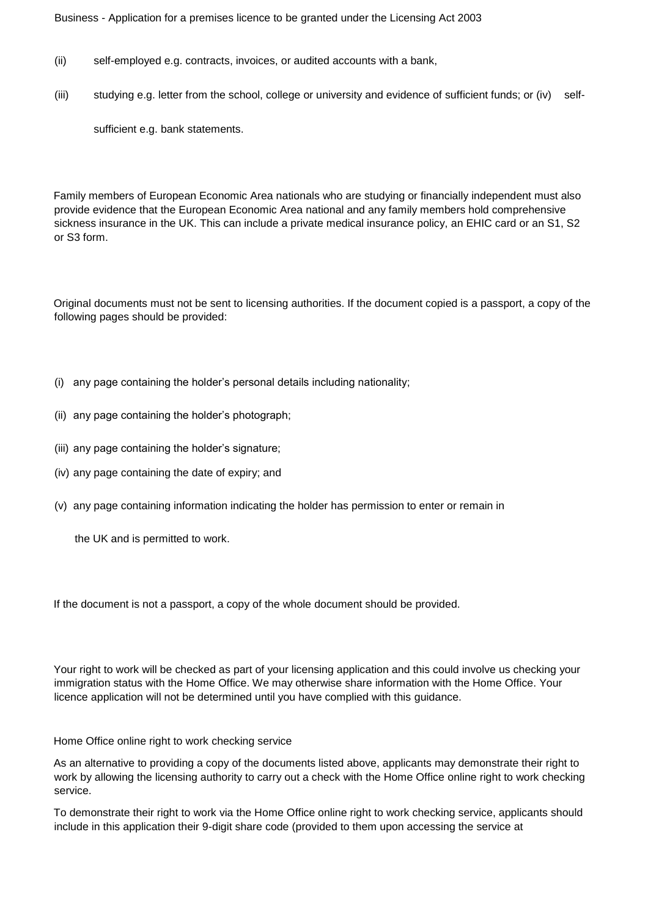(ii) self-employed e.g. contracts, invoices, or audited accounts with a bank,

(iii) studying e.g. letter from the school, college or university and evidence of sufficient funds; or (iv) self-sufficient e.g. bank statements.

Family members of European Economic Area nationals who are studying or financially independent must also provide evidence that the European Economic Area national and any family members hold comprehensive sickness insurance in the UK. This can include a private medical insurance policy, an EHIC card or an S1, S2 or S3 form.

Original documents must not be sent to licensing authorities. If the document copied is a passport, a copy of the following pages should be provided:

(i) any page containing the holder's personal details including nationality;

(ii) any page containing the holder's photograph;

(iii) any page containing the holder's signature;

(iv) any page containing the date of expiry; and

(v) any page containing information indicating the holder has permission to enter or remain in the UK and is permitted to work.

If the document is not a passport, a copy of the whole document should be provided.

Your right to work will be checked as part of your licensing application and this could involve us checking your immigration status with the Home Office. We may otherwise share information with the Home Office. Your licence application will not be determined until you have complied with this guidance.

Home Office online right to work checking service

As an alternative to providing a copy of the documents listed above, applicants may demonstrate their right to work by allowing the licensing authority to carry out a check with the Home Office online right to work checking service.

To demonstrate their right to work via the Home Office online right to work checking service, applicants should include in this application their 9-digit share code (provided to them upon accessing the service at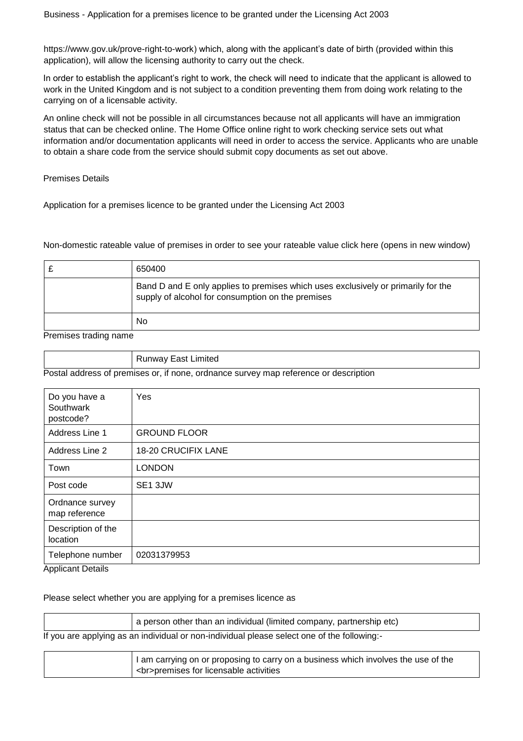https://www.gov.uk/prove-right-to-work) which, along with the applicant's date of birth (provided within this application), will allow the licensing authority to carry out the check.

In order to establish the applicant's right to work, the check will need to indicate that the applicant is allowed to work in the United Kingdom and is not subject to a condition preventing them from doing work relating to the carrying on of a licensable activity.

An online check will not be possible in all circumstances because not all applicants will have an immigration status that can be checked online. The Home Office online right to work checking service sets out what information and/or documentation applicants will need in order to access the service. Applicants who are unable to obtain a share code from the service should submit copy documents as set out above.

Premises Details

Application for a premises licence to be granted under the Licensing Act 2003

Non-domestic rateable value of premises in order to see your rateable value click here (opens in new window)

| £ | 650400 |
|---|---|
| | Band D and E only applies to premises which uses exclusively or primarily for the supply of alcohol for consumption on the premises |
| | No |

Premises trading name

| | Runway East Limited |
|---|---|

Postal address of premises or, if none, ordnance survey map reference or description

| Do you have a Southwark postcode? | Yes |
|---|---|
| Address Line 1 | GROUND FLOOR |
| Address Line 2 | 18-20 CRUCIFIX LANE |
| Town | LONDON |
| Post code | SE1 3JW |
| Ordnance survey map reference | |
| Description of the location | |
| Telephone number | 02031379953 |

Applicant Details

Please select whether you are applying for a premises licence as

| | a person other than an individual (limited company, partnership etc) |
|---|---|

If you are applying as an individual or non-individual please select one of the following:-

| | I am carrying on or proposing to carry on a business which involves the use of the <br>premises for licensable activities |
|---|---|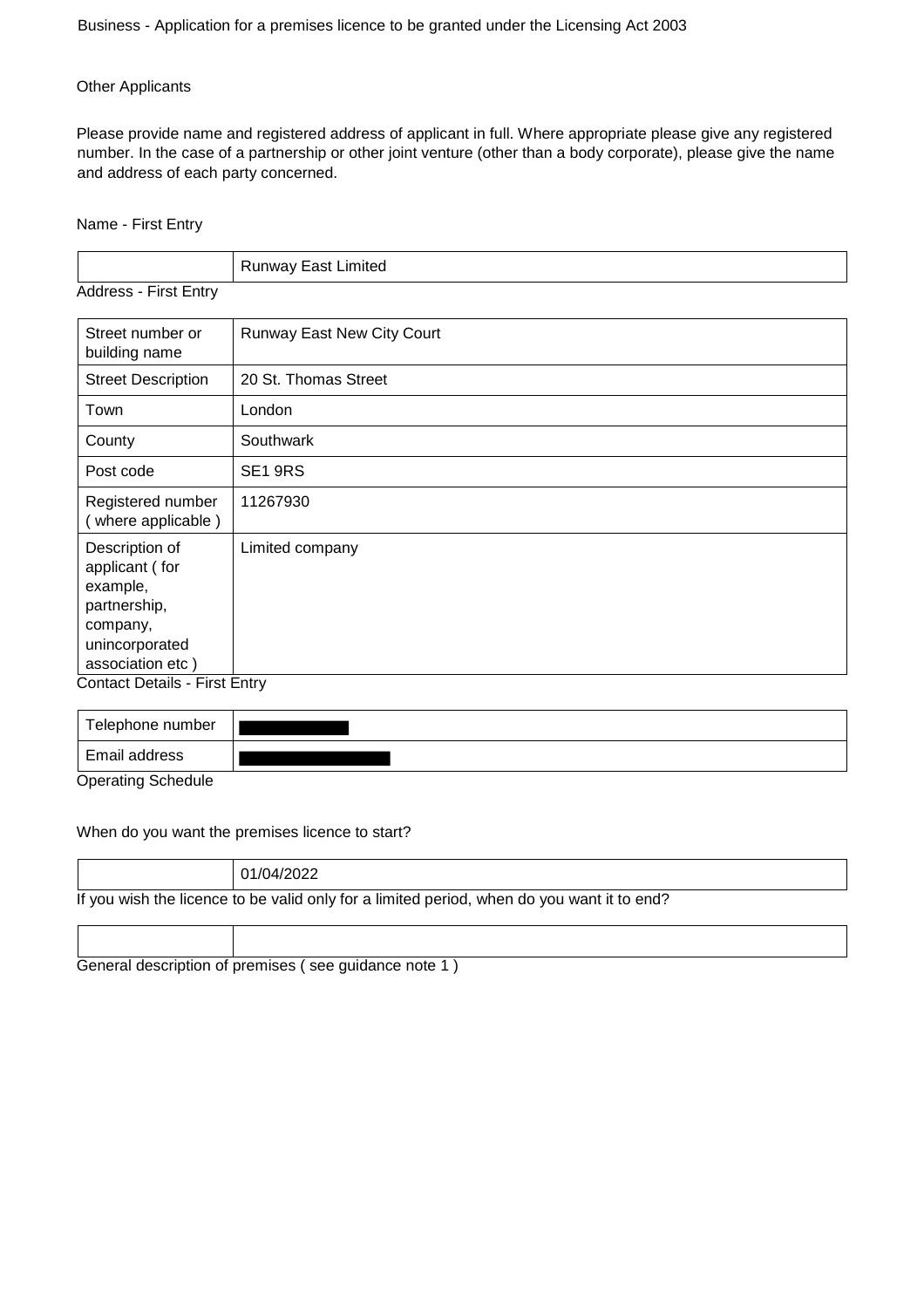Business - Application for a premises licence to be granted under the Licensing Act 2003

Other Applicants

Please provide name and registered address of applicant in full. Where appropriate please give any registered number. In the case of a partnership or other joint venture (other than a body corporate), please give the name and address of each party concerned.

Name - First Entry

| | Runway East Limited |
|---|---|

Address - First Entry

| | |
|---|---|
| Street number or building name | Runway East New City Court |
| Street Description | 20 St. Thomas Street |
| Town | London |
| County | Southwark |
| Post code | SE1 9RS |
| Registered number ( where applicable ) | 11267930 |
| Description of applicant ( for example, partnership, company, unincorporated association etc ) | Limited company |

Contact Details - First Entry

| | |
|---|---|
| Telephone number | [REDACTED] |
| Email address | [REDACTED] |

Operating Schedule

When do you want the premises licence to start?

| | 01/04/2022 |
|---|---|

If you wish the licence to be valid only for a limited period, when do you want it to end?

| | |
|---|---|

General description of premises ( see guidance note 1 )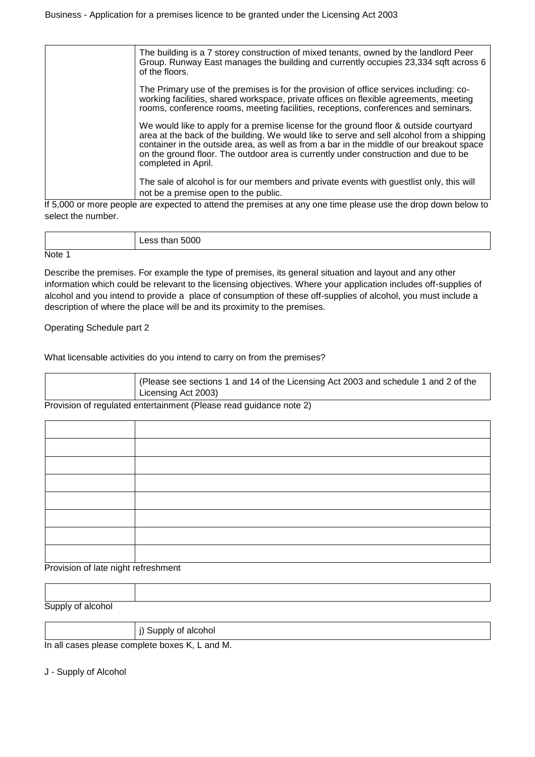| | |
|---|---|
| | The building is a 7 storey construction of mixed tenants, owned by the landlord Peer Group. Runway East manages the building and currently occupies 23,334 sqft across 6 of the floors.<br><br>The Primary use of the premises is for the provision of office services including: co-working facilities, shared workspace, private offices on flexible agreements, meeting rooms, conference rooms, meeting facilities, receptions, conferences and seminars.<br><br>We would like to apply for a premise license for the ground floor & outside courtyard area at the back of the building. We would like to serve and sell alcohol from a shipping container in the outside area, as well as from a bar in the middle of our breakout space on the ground floor. The outdoor area is currently under construction and due to be completed in April.<br><br>The sale of alcohol is for our members and private events with guestlist only, this will not be a premise open to the public. |

If 5,000 or more people are expected to attend the premises at any one time please use the drop down below to select the number.

| | |
|---|---|
| | Less than 5000 |

Note 1

Describe the premises. For example the type of premises, its general situation and layout and any other information which could be relevant to the licensing objectives. Where your application includes off-supplies of alcohol and you intend to provide a place of consumption of these off-supplies of alcohol, you must include a description of where the place will be and its proximity to the premises.

Operating Schedule part 2

What licensable activities do you intend to carry on from the premises?

| | |
|---|---|
| | (Please see sections 1 and 14 of the Licensing Act 2003 and schedule 1 and 2 of the Licensing Act 2003) |

Provision of regulated entertainment (Please read guidance note 2)

| | |
|---|---|
| | |
| | |
| | |
| | |
| | |
| | |
| | |
| | |

Provision of late night refreshment

| | |
|---|---|
| | |

Supply of alcohol

| | |
|---|---|
| | j) Supply of alcohol |

In all cases please complete boxes K, L and M.

J - Supply of Alcohol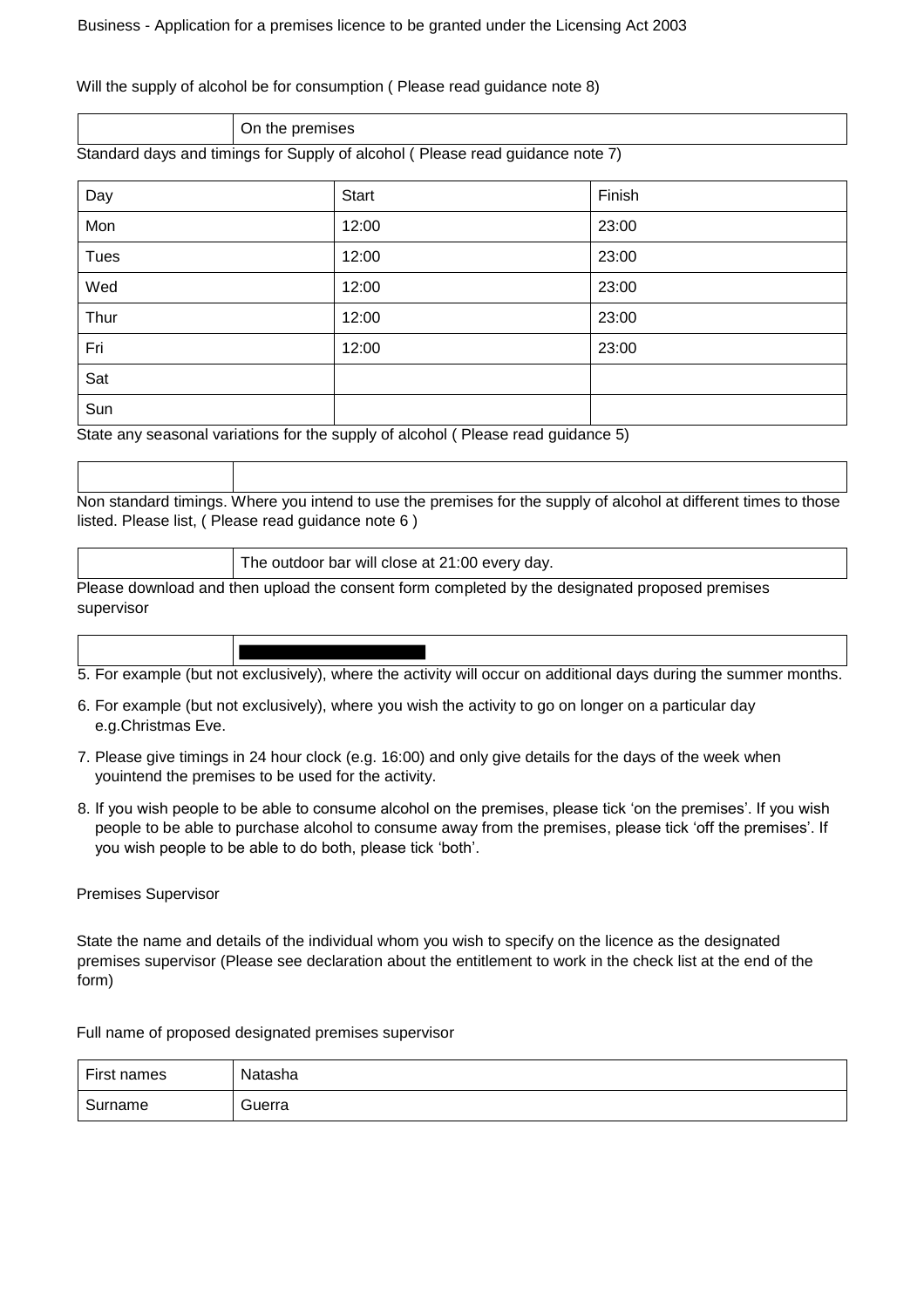Business - Application for a premises licence to be granted under the Licensing Act 2003

Will the supply of alcohol be for consumption ( Please read guidance note 8)

| | |
|---|---|
| | On the premises |

Standard days and timings for Supply of alcohol ( Please read guidance note 7)

| Day | Start | Finish |
|---|---|---|
| Mon | 12:00 | 23:00 |
| Tues | 12:00 | 23:00 |
| Wed | 12:00 | 23:00 |
| Thur | 12:00 | 23:00 |
| Fri | 12:00 | 23:00 |
| Sat | | |
| Sun | | |

State any seasonal variations for the supply of alcohol ( Please read guidance 5)

| | |
|---|---|
| | |

Non standard timings. Where you intend to use the premises for the supply of alcohol at different times to those listed. Please list, ( Please read guidance note 6 )

| | |
|---|---|
| | The outdoor bar will close at 21:00 every day. |

Please download and then upload the consent form completed by the designated proposed premises supervisor

| | |
|---|---|
| | ███████████ |

5. For example (but not exclusively), where the activity will occur on additional days during the summer months.
6. For example (but not exclusively), where you wish the activity to go on longer on a particular day e.g.Christmas Eve.
7. Please give timings in 24 hour clock (e.g. 16:00) and only give details for the days of the week when youintend the premises to be used for the activity.
8. If you wish people to be able to consume alcohol on the premises, please tick 'on the premises'. If you wish people to be able to purchase alcohol to consume away from the premises, please tick 'off the premises'. If you wish people to be able to do both, please tick 'both'.

Premises Supervisor

State the name and details of the individual whom you wish to specify on the licence as the designated premises supervisor (Please see declaration about the entitlement to work in the check list at the end of the form)

Full name of proposed designated premises supervisor

| | |
|---|---|
| First names | Natasha |
| Surname | Guerra |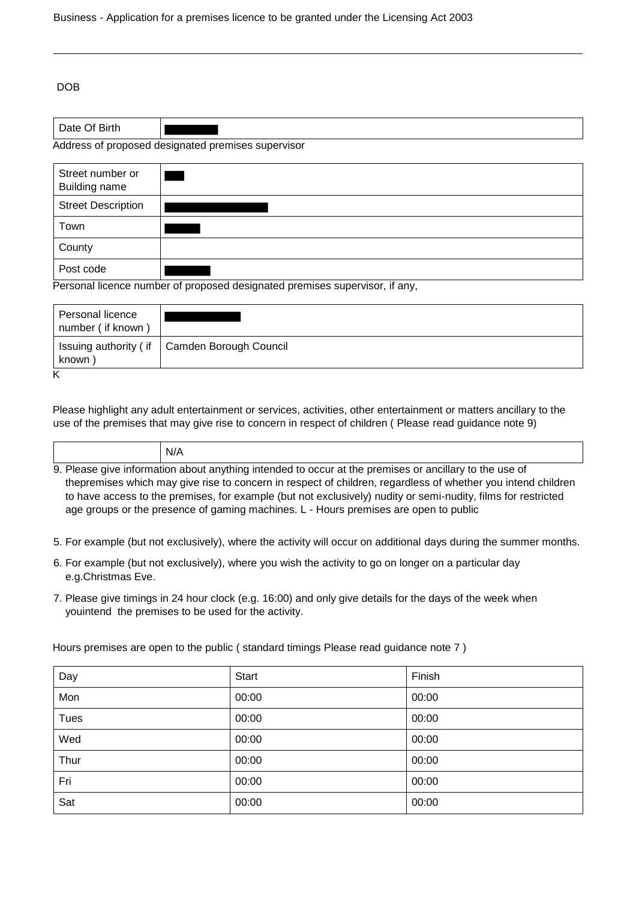DOB

| Date Of Birth | ███████ |
|---|---|

Address of proposed designated premises supervisor

| Street number or Building name | ███ |
|---|---|
| Street Description | ███████████ |
| Town | ████ |
| County | |
| Post code | █████ |

Personal licence number of proposed designated premises supervisor, if any,

| Personal licence number ( if known ) | ████████ |
|---|---|
| Issuing authority ( if known ) | Camden Borough Council |

K

Please highlight any adult entertainment or services, activities, other entertainment or matters ancillary to the use of the premises that may give rise to concern in respect of children ( Please read guidance note 9)

| | N/A |
|---|---|

9. Please give information about anything intended to occur at the premises or ancillary to the use of thepremises which may give rise to concern in respect of children, regardless of whether you intend children to have access to the premises, for example (but not exclusively) nudity or semi-nudity, films for restricted age groups or the presence of gaming machines. L - Hours premises are open to public

5. For example (but not exclusively), where the activity will occur on additional days during the summer months.
6. For example (but not exclusively), where you wish the activity to go on longer on a particular day e.g.Christmas Eve.
7. Please give timings in 24 hour clock (e.g. 16:00) and only give details for the days of the week when youintend the premises to be used for the activity.

Hours premises are open to the public ( standard timings Please read guidance note 7 )

| Day | Start | Finish |
|---|---|---|
| Mon | 00:00 | 00:00 |
| Tues | 00:00 | 00:00 |
| Wed | 00:00 | 00:00 |
| Thur | 00:00 | 00:00 |
| Fri | 00:00 | 00:00 |
| Sat | 00:00 | 00:00 |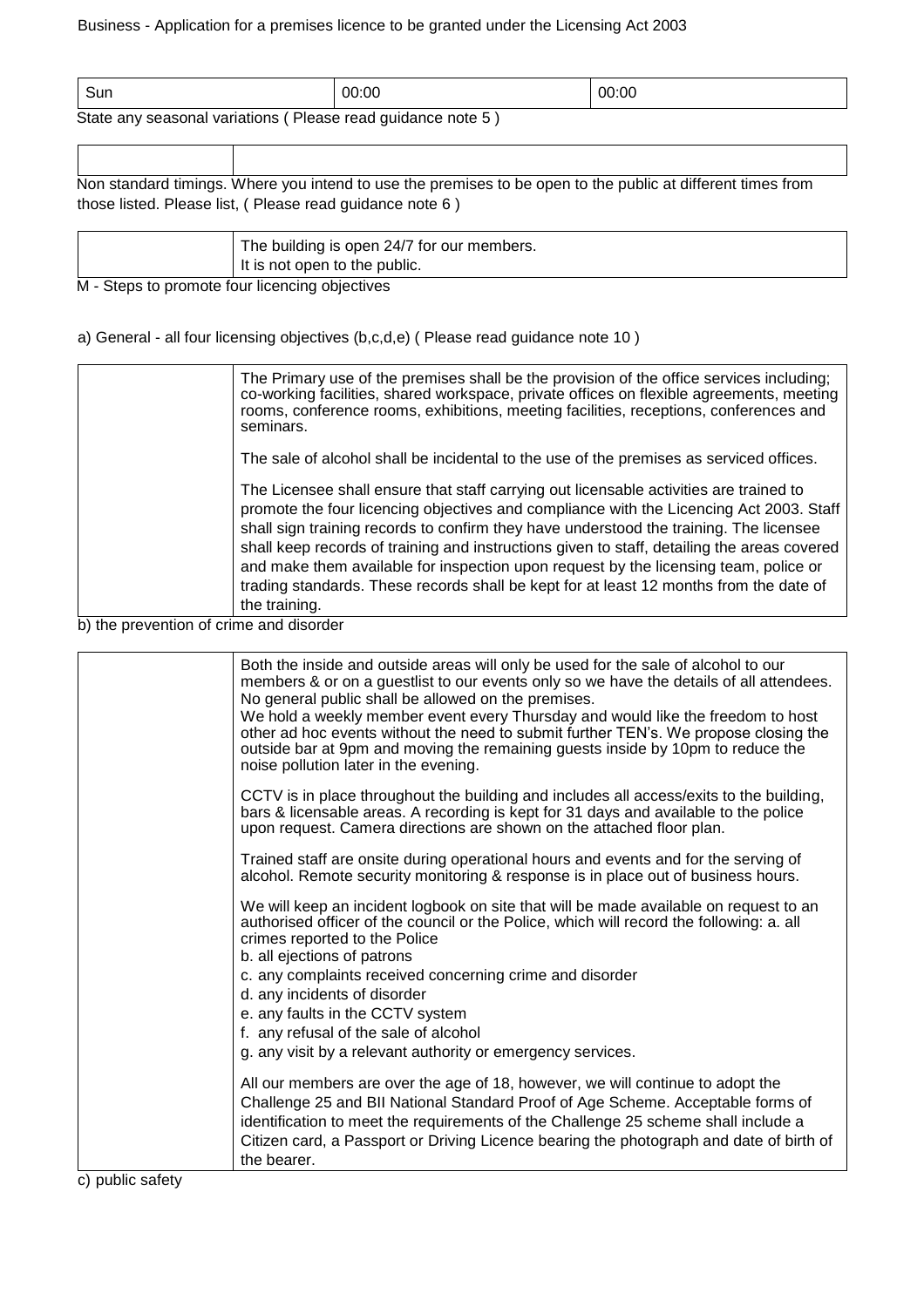| Sun | 00:00 | 00:00 |
|---|---|---|

State any seasonal variations ( Please read guidance note 5 )

| | |
|---|---|
| | |

Non standard timings. Where you intend to use the premises to be open to the public at different times from those listed. Please list, ( Please read guidance note 6 )

| | |
|---|---|
| | The building is open 24/7 for our members.<br>It is not open to the public. |

M - Steps to promote four licencing objectives

a) General - all four licensing objectives (b,c,d,e) ( Please read guidance note 10 )

| | |
|---|---|
| | The Primary use of the premises shall be the provision of the office services including; co-working facilities, shared workspace, private offices on flexible agreements, meeting rooms, conference rooms, exhibitions, meeting facilities, receptions, conferences and seminars.<br><br>The sale of alcohol shall be incidental to the use of the premises as serviced offices.<br><br>The Licensee shall ensure that staff carrying out licensable activities are trained to promote the four licencing objectives and compliance with the Licencing Act 2003. Staff shall sign training records to confirm they have understood the training. The licensee shall keep records of training and instructions given to staff, detailing the areas covered and make them available for inspection upon request by the licensing team, police or trading standards. These records shall be kept for at least 12 months from the date of the training. |

b) the prevention of crime and disorder

| | |
|---|---|
| | Both the inside and outside areas will only be used for the sale of alcohol to our members & or on a guestlist to our events only so we have the details of all attendees. No general public shall be allowed on the premises.<br>We hold a weekly member event every Thursday and would like the freedom to host other ad hoc events without the need to submit further TEN's. We propose closing the outside bar at 9pm and moving the remaining guests inside by 10pm to reduce the noise pollution later in the evening.<br><br>CCTV is in place throughout the building and includes all access/exits to the building, bars & licensable areas. A recording is kept for 31 days and available to the police upon request. Camera directions are shown on the attached floor plan.<br><br>Trained staff are onsite during operational hours and events and for the serving of alcohol. Remote security monitoring & response is in place out of business hours.<br><br>We will keep an incident logbook on site that will be made available on request to an authorised officer of the council or the Police, which will record the following: a. all crimes reported to the Police<br>b. all ejections of patrons<br>c. any complaints received concerning crime and disorder<br>d. any incidents of disorder<br>e. any faults in the CCTV system<br>f. any refusal of the sale of alcohol<br>g. any visit by a relevant authority or emergency services.<br><br>All our members are over the age of 18, however, we will continue to adopt the Challenge 25 and BII National Standard Proof of Age Scheme. Acceptable forms of identification to meet the requirements of the Challenge 25 scheme shall include a Citizen card, a Passport or Driving Licence bearing the photograph and date of birth of the bearer. |

c) public safety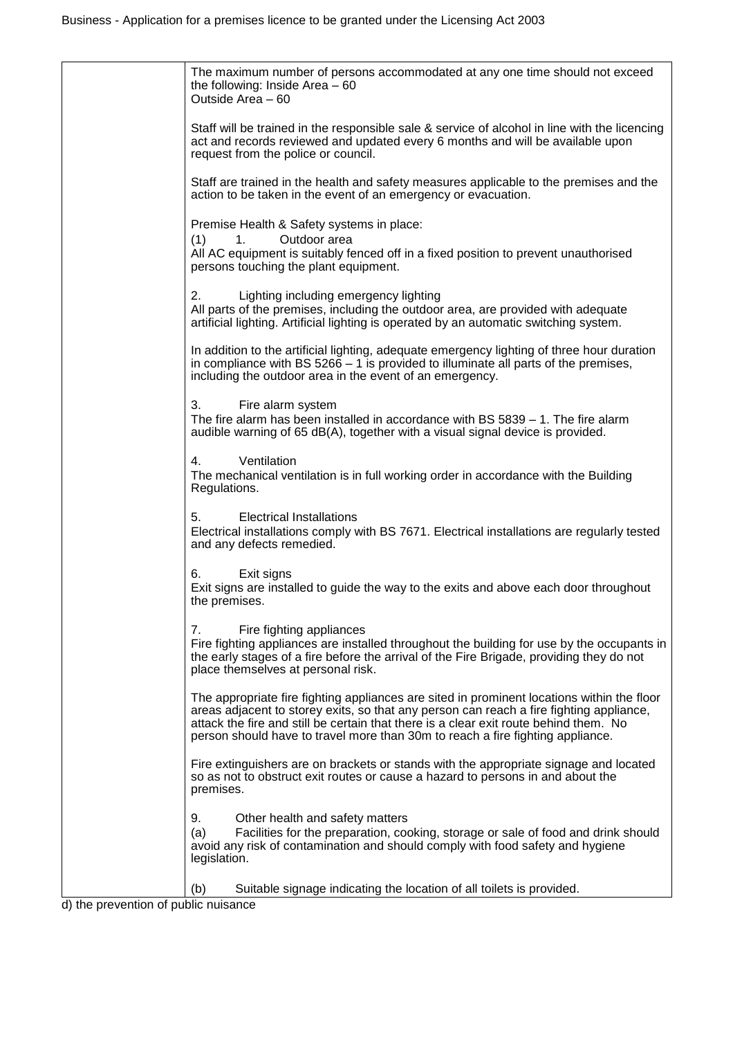| | |
|---|---|
| | The maximum number of persons accommodated at any one time should not exceed the following: Inside Area – 60<br>Outside Area – 60<br><br>Staff will be trained in the responsible sale & service of alcohol in line with the licencing act and records reviewed and updated every 6 months and will be available upon request from the police or council.<br><br>Staff are trained in the health and safety measures applicable to the premises and the action to be taken in the event of an emergency or evacuation.<br><br>Premise Health & Safety systems in place:<br>(1) 1. Outdoor area<br>All AC equipment is suitably fenced off in a fixed position to prevent unauthorised persons touching the plant equipment.<br><br>2. Lighting including emergency lighting<br>All parts of the premises, including the outdoor area, are provided with adequate artificial lighting. Artificial lighting is operated by an automatic switching system.<br><br>In addition to the artificial lighting, adequate emergency lighting of three hour duration in compliance with BS 5266 – 1 is provided to illuminate all parts of the premises, including the outdoor area in the event of an emergency.<br><br>3. Fire alarm system<br>The fire alarm has been installed in accordance with BS 5839 – 1. The fire alarm audible warning of 65 dB(A), together with a visual signal device is provided.<br><br>4. Ventilation<br>The mechanical ventilation is in full working order in accordance with the Building Regulations.<br><br>5. Electrical Installations<br>Electrical installations comply with BS 7671. Electrical installations are regularly tested and any defects remedied.<br><br>6. Exit signs<br>Exit signs are installed to guide the way to the exits and above each door throughout the premises.<br><br>7. Fire fighting appliances<br>Fire fighting appliances are installed throughout the building for use by the occupants in the early stages of a fire before the arrival of the Fire Brigade, providing they do not place themselves at personal risk.<br><br>The appropriate fire fighting appliances are sited in prominent locations within the floor areas adjacent to storey exits, so that any person can reach a fire fighting appliance, attack the fire and still be certain that there is a clear exit route behind them. No person should have to travel more than 30m to reach a fire fighting appliance.<br><br>Fire extinguishers are on brackets or stands with the appropriate signage and located so as not to obstruct exit routes or cause a hazard to persons in and about the premises.<br><br>9. Other health and safety matters<br>(a) Facilities for the preparation, cooking, storage or sale of food and drink should avoid any risk of contamination and should comply with food safety and hygiene legislation.<br><br>(b) Suitable signage indicating the location of all toilets is provided. |

d) the prevention of public nuisance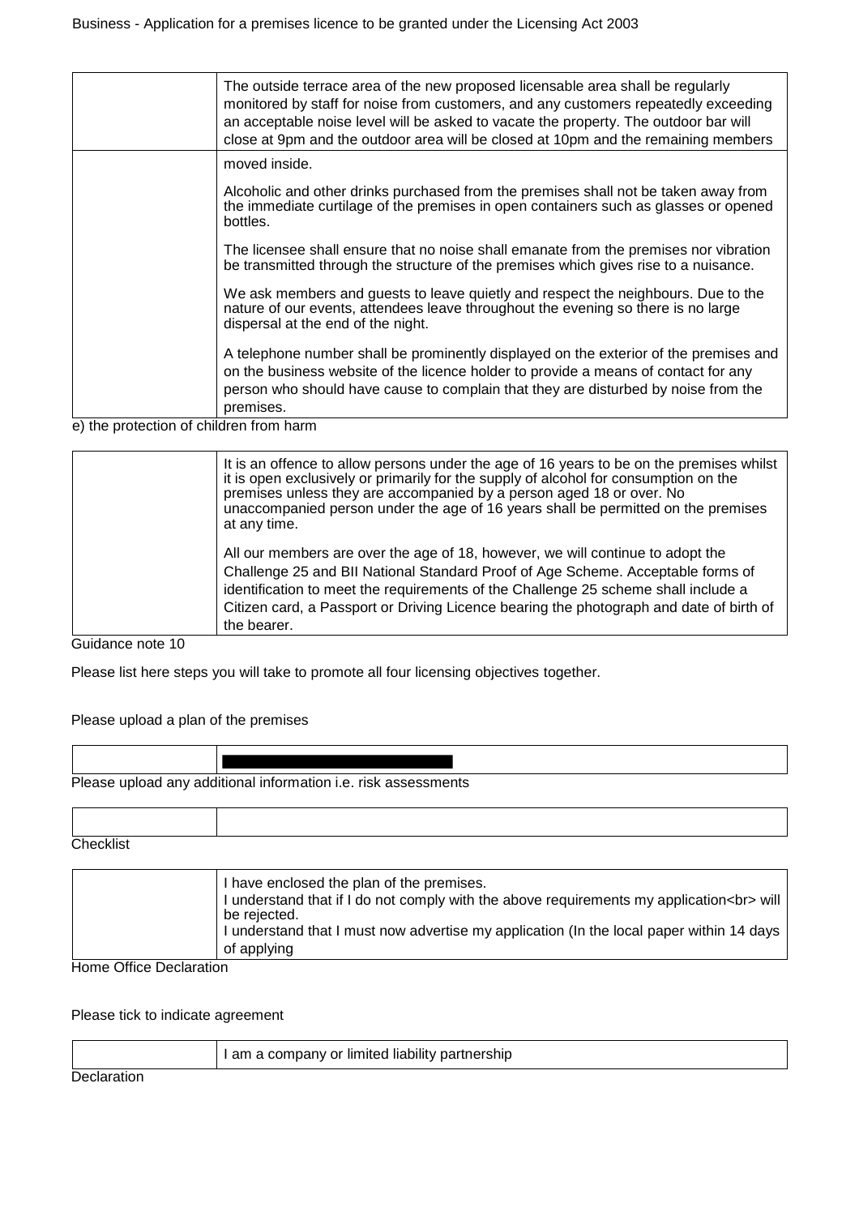| | |
|---|---|
| | The outside terrace area of the new proposed licensable area shall be regularly monitored by staff for noise from customers, and any customers repeatedly exceeding an acceptable noise level will be asked to vacate the property. The outdoor bar will close at 9pm and the outdoor area will be closed at 10pm and the remaining members |
| | moved inside.<br><br>Alcoholic and other drinks purchased from the premises shall not be taken away from the immediate curtilage of the premises in open containers such as glasses or opened bottles.<br><br>The licensee shall ensure that no noise shall emanate from the premises nor vibration be transmitted through the structure of the premises which gives rise to a nuisance.<br><br>We ask members and guests to leave quietly and respect the neighbours. Due to the nature of our events, attendees leave throughout the evening so there is no large dispersal at the end of the night.<br><br>A telephone number shall be prominently displayed on the exterior of the premises and on the business website of the licence holder to provide a means of contact for any person who should have cause to complain that they are disturbed by noise from the premises. |

e) the protection of children from harm

| | |
|---|---|
| | It is an offence to allow persons under the age of 16 years to be on the premises whilst it is open exclusively or primarily for the supply of alcohol for consumption on the premises unless they are accompanied by a person aged 18 or over. No unaccompanied person under the age of 16 years shall be permitted on the premises at any time.<br><br>All our members are over the age of 18, however, we will continue to adopt the Challenge 25 and BII National Standard Proof of Age Scheme. Acceptable forms of identification to meet the requirements of the Challenge 25 scheme shall include a Citizen card, a Passport or Driving Licence bearing the photograph and date of birth of the bearer. |

Guidance note 10

Please list here steps you will take to promote all four licensing objectives together.

Please upload a plan of the premises

| | |
|---|---|
| | [REDACTED] |

Please upload any additional information i.e. risk assessments

| | |
|---|---|
| | |

Checklist

| | |
|---|---|
| | I have enclosed the plan of the premises.<br>I understand that if I do not comply with the above requirements my application<br> will be rejected.<br>I understand that I must now advertise my application (In the local paper within 14 days of applying |

Home Office Declaration

Please tick to indicate agreement

| | |
|---|---|
| | I am a company or limited liability partnership |

Declaration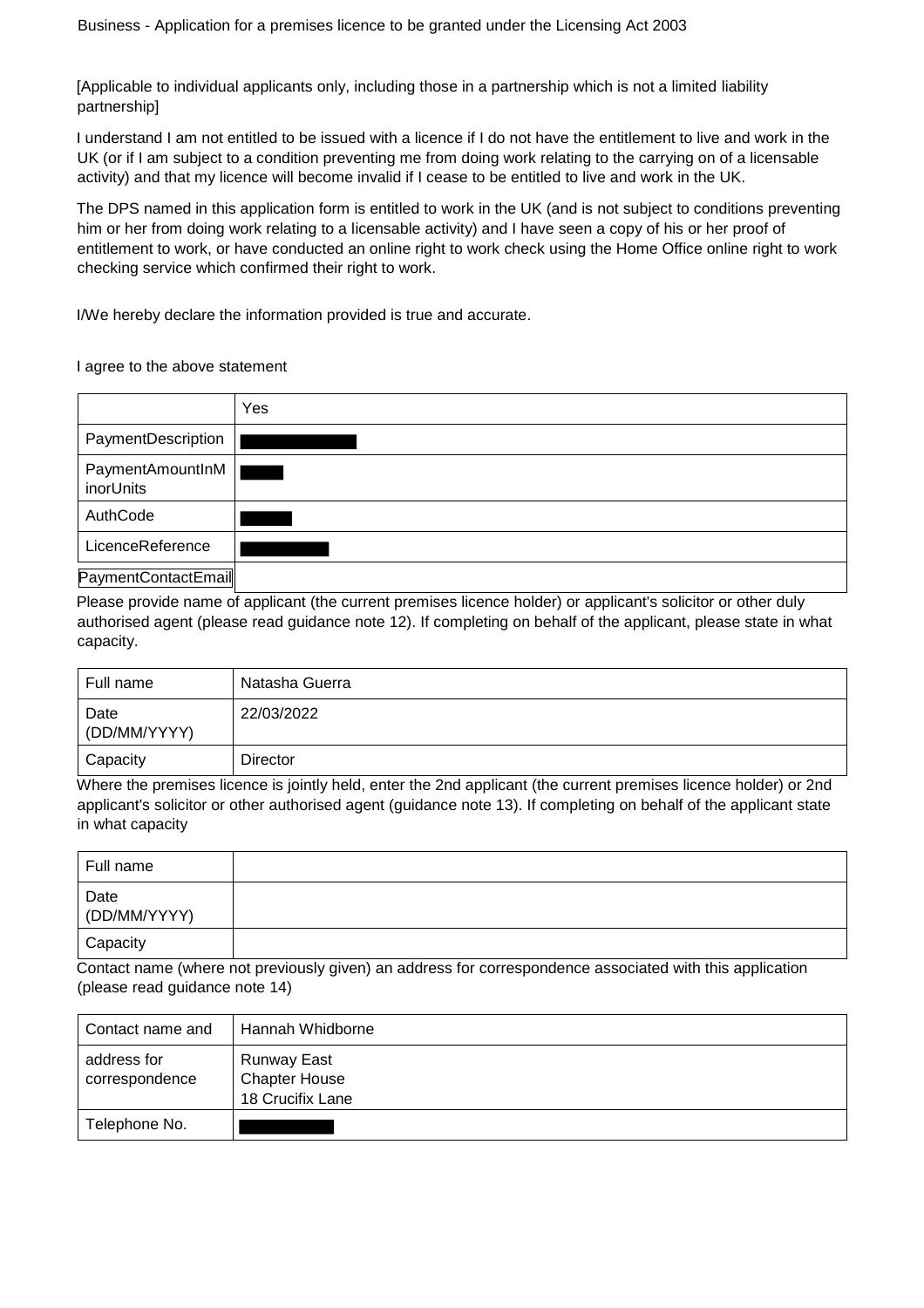[Applicable to individual applicants only, including those in a partnership which is not a limited liability partnership]

I understand I am not entitled to be issued with a licence if I do not have the entitlement to live and work in the UK (or if I am subject to a condition preventing me from doing work relating to the carrying on of a licensable activity) and that my licence will become invalid if I cease to be entitled to live and work in the UK.

The DPS named in this application form is entitled to work in the UK (and is not subject to conditions preventing him or her from doing work relating to a licensable activity) and I have seen a copy of his or her proof of entitlement to work, or have conducted an online right to work check using the Home Office online right to work checking service which confirmed their right to work.

I/We hereby declare the information provided is true and accurate.

I agree to the above statement

| | Yes |
|---|---|
| PaymentDescription | ██████ |
| PaymentAmountInMinorUnits | ██ |
| AuthCode | ███ |
| LicenceReference | █████ |
| PaymentContactEmail | |

Please provide name of applicant (the current premises licence holder) or applicant's solicitor or other duly authorised agent (please read guidance note 12). If completing on behalf of the applicant, please state in what capacity.

| | |
|---|---|
| Full name | Natasha Guerra |
| Date (DD/MM/YYYY) | 22/03/2022 |
| Capacity | Director |

Where the premises licence is jointly held, enter the 2nd applicant (the current premises licence holder) or 2nd applicant's solicitor or other authorised agent (guidance note 13). If completing on behalf of the applicant state in what capacity

| | |
|---|---|
| Full name | |
| Date (DD/MM/YYYY) | |
| Capacity | |

Contact name (where not previously given) an address for correspondence associated with this application (please read guidance note 14)

| | |
|---|---|
| Contact name and | Hannah Whidborne |
| address for correspondence | Runway East<br>Chapter House<br>18 Crucifix Lane |
| Telephone No. | █████ |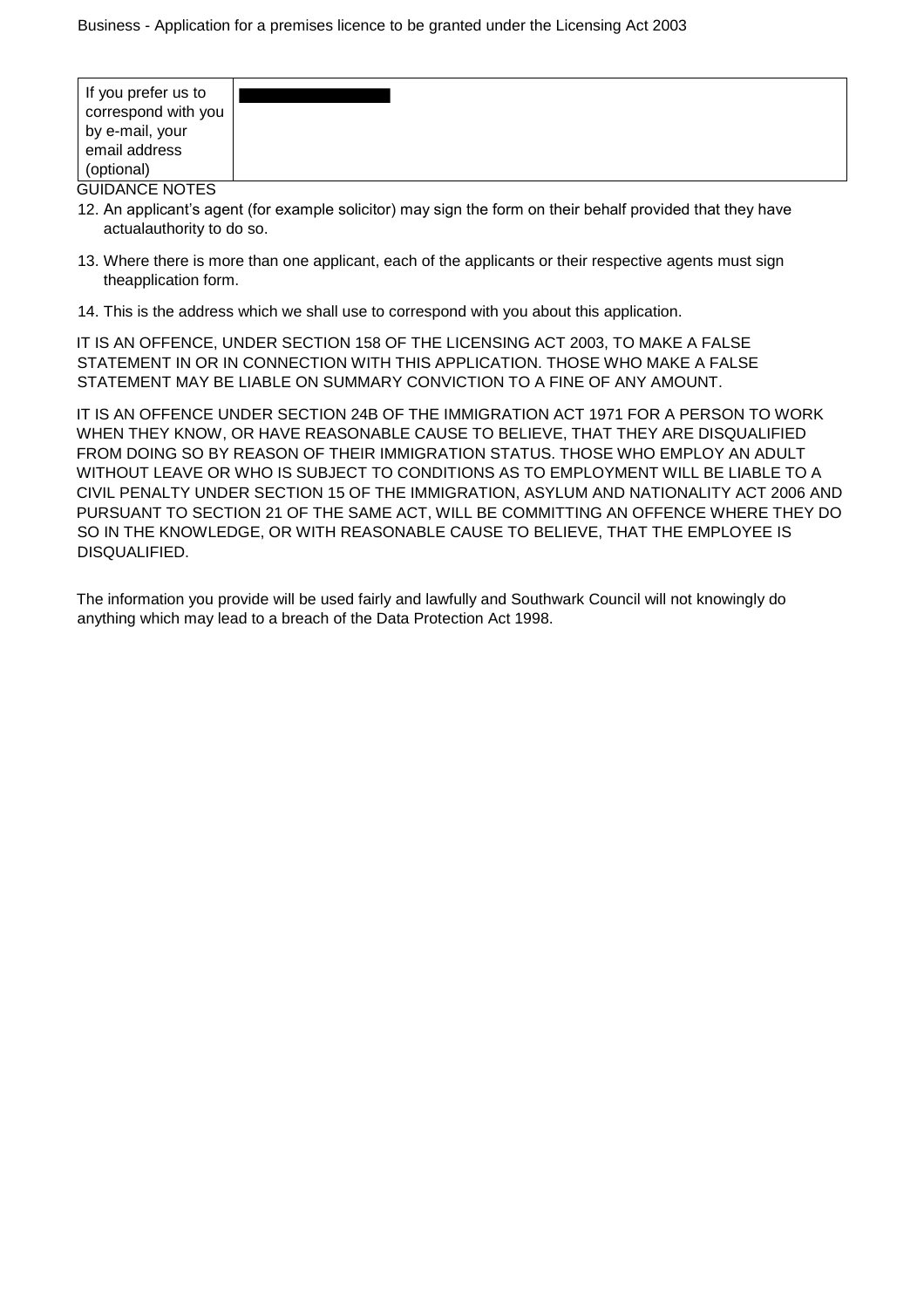| | |
|---|---|
| If you prefer us to correspond with you by e-mail, your email address (optional) | ████████ |

GUIDANCE NOTES

12. An applicant's agent (for example solicitor) may sign the form on their behalf provided that they have actualauthority to do so.
13. Where there is more than one applicant, each of the applicants or their respective agents must sign theapplication form.
14. This is the address which we shall use to correspond with you about this application.

IT IS AN OFFENCE, UNDER SECTION 158 OF THE LICENSING ACT 2003, TO MAKE A FALSE STATEMENT IN OR IN CONNECTION WITH THIS APPLICATION. THOSE WHO MAKE A FALSE STATEMENT MAY BE LIABLE ON SUMMARY CONVICTION TO A FINE OF ANY AMOUNT.

IT IS AN OFFENCE UNDER SECTION 24B OF THE IMMIGRATION ACT 1971 FOR A PERSON TO WORK WHEN THEY KNOW, OR HAVE REASONABLE CAUSE TO BELIEVE, THAT THEY ARE DISQUALIFIED FROM DOING SO BY REASON OF THEIR IMMIGRATION STATUS. THOSE WHO EMPLOY AN ADULT WITHOUT LEAVE OR WHO IS SUBJECT TO CONDITIONS AS TO EMPLOYMENT WILL BE LIABLE TO A CIVIL PENALTY UNDER SECTION 15 OF THE IMMIGRATION, ASYLUM AND NATIONALITY ACT 2006 AND PURSUANT TO SECTION 21 OF THE SAME ACT, WILL BE COMMITTING AN OFFENCE WHERE THEY DO SO IN THE KNOWLEDGE, OR WITH REASONABLE CAUSE TO BELIEVE, THAT THE EMPLOYEE IS DISQUALIFIED.

The information you provide will be used fairly and lawfully and Southwark Council will not knowingly do anything which may lead to a breach of the Data Protection Act 1998.